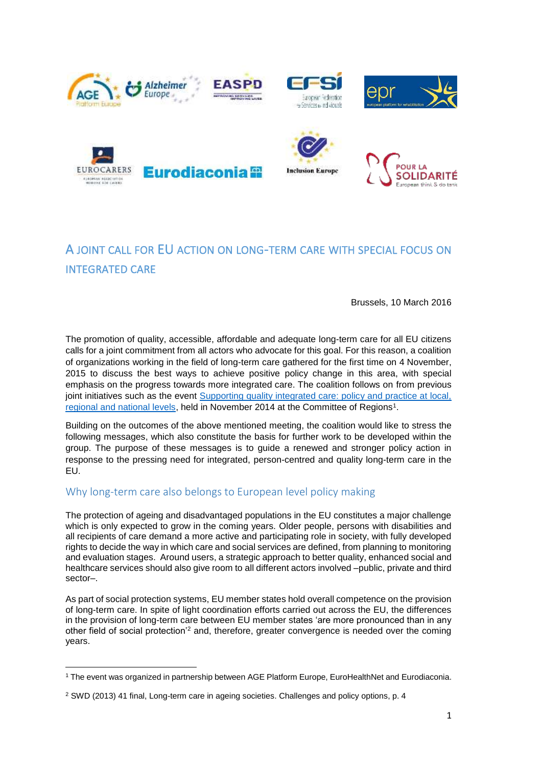# A JOINT CALL FOR EU ACTION ON LONG-TERM CARE WITH SPECIAL FOCUS ON INTEGRATED CARE

Brussels, 10 March 2016

The promotion of quality, accessible, affordable and adequate long-term care for all EU citizens calls for a joint commitment from all actors who advocate for this goal. For this reason, a coalition of organizations working in the field of long-term care gathered for the first time on 4 November, 2015 to discuss the best ways to achieve positive policy change in this area, with special emphasis on the progress towards more integrated care. The coalition follows on from previous joint initiatives such as the event [Supporting quality integrated care: policy and practice at local, regional and national levels](), held in November 2014 at the Committee of Regions[1].

Building on the outcomes of the above mentioned meeting, the coalition would like to stress the following messages, which also constitute the basis for further work to be developed within the group. The purpose of these messages is to guide a renewed and stronger policy action in response to the pressing need for integrated, person-centred and quality long-term care in the EU.

## Why long-term care also belongs to European level policy making

The protection of ageing and disadvantaged populations in the EU constitutes a major challenge which is only expected to grow in the coming years. Older people, persons with disabilities and all recipients of care demand a more active and participating role in society, with fully developed rights to decide the way in which care and social services are defined, from planning to monitoring and evaluation stages. Around users, a strategic approach to better quality, enhanced social and healthcare services should also give room to all different actors involved –public, private and third sector–.

As part of social protection systems, EU member states hold overall competence on the provision of long-term care. In spite of light coordination efforts carried out across the EU, the differences in the provision of long-term care between EU member states 'are more pronounced than in any other field of social protection'[2] and, therefore, greater convergence is needed over the coming years.

---

[1] The event was organized in partnership between AGE Platform Europe, EuroHealthNet and Eurodiaconia.

[2] SWD (2013) 41 final, Long-term care in ageing societies. Challenges and policy options, p. 4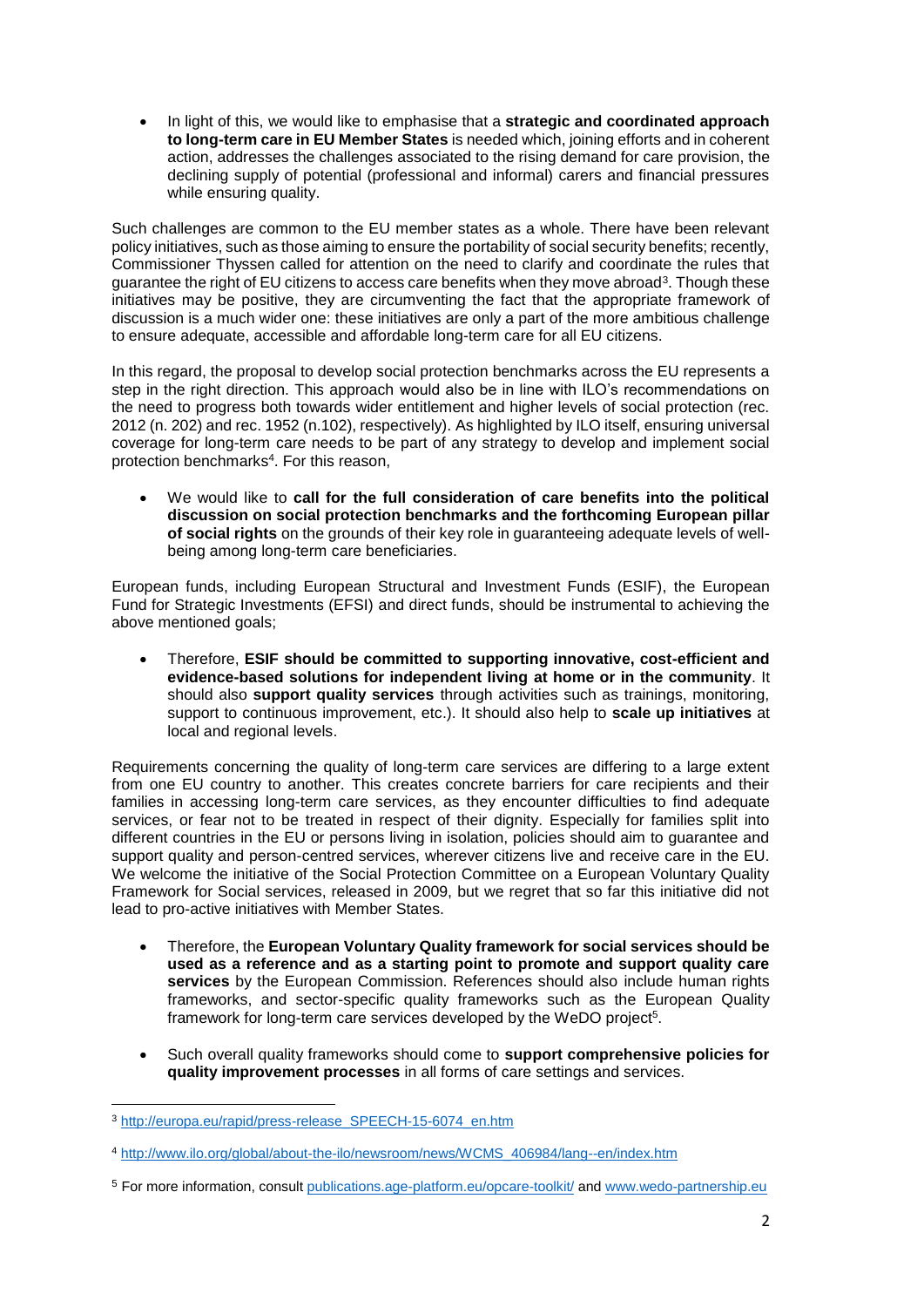- In light of this, we would like to emphasise that a **strategic and coordinated approach to long-term care in EU Member States** is needed which, joining efforts and in coherent action, addresses the challenges associated to the rising demand for care provision, the declining supply of potential (professional and informal) carers and financial pressures while ensuring quality.

Such challenges are common to the EU member states as a whole. There have been relevant policy initiatives, such as those aiming to ensure the portability of social security benefits; recently, Commissioner Thyssen called for attention on the need to clarify and coordinate the rules that guarantee the right of EU citizens to access care benefits when they move abroad[3]. Though these initiatives may be positive, they are circumventing the fact that the appropriate framework of discussion is a much wider one: these initiatives are only a part of the more ambitious challenge to ensure adequate, accessible and affordable long-term care for all EU citizens.

In this regard, the proposal to develop social protection benchmarks across the EU represents a step in the right direction. This approach would also be in line with ILO's recommendations on the need to progress both towards wider entitlement and higher levels of social protection (rec. 2012 (n. 202) and rec. 1952 (n.102), respectively). As highlighted by ILO itself, ensuring universal coverage for long-term care needs to be part of any strategy to develop and implement social protection benchmarks[4]. For this reason,

- We would like to **call for the full consideration of care benefits into the political discussion on social protection benchmarks and the forthcoming European pillar of social rights** on the grounds of their key role in guaranteeing adequate levels of well-being among long-term care beneficiaries.

European funds, including European Structural and Investment Funds (ESIF), the European Fund for Strategic Investments (EFSI) and direct funds, should be instrumental to achieving the above mentioned goals;

- Therefore, **ESIF should be committed to supporting innovative, cost-efficient and evidence-based solutions for independent living at home or in the community**. It should also **support quality services** through activities such as trainings, monitoring, support to continuous improvement, etc.). It should also help to **scale up initiatives** at local and regional levels.

Requirements concerning the quality of long-term care services are differing to a large extent from one EU country to another. This creates concrete barriers for care recipients and their families in accessing long-term care services, as they encounter difficulties to find adequate services, or fear not to be treated in respect of their dignity. Especially for families split into different countries in the EU or persons living in isolation, policies should aim to guarantee and support quality and person-centred services, wherever citizens live and receive care in the EU. We welcome the initiative of the Social Protection Committee on a European Voluntary Quality Framework for Social services, released in 2009, but we regret that so far this initiative did not lead to pro-active initiatives with Member States.

- Therefore, the **European Voluntary Quality framework for social services should be used as a reference and as a starting point to promote and support quality care services** by the European Commission. References should also include human rights frameworks, and sector-specific quality frameworks such as the European Quality framework for long-term care services developed by the WeDO project[5].

- Such overall quality frameworks should come to **support comprehensive policies for quality improvement processes** in all forms of care settings and services.

---

[3] http://europa.eu/rapid/press-release_SPEECH-15-6074_en.htm

[4] http://www.ilo.org/global/about-the-ilo/newsroom/news/WCMS_406984/lang--en/index.htm

[5] For more information, consult publications.age-platform.eu/opcare-toolkit/ and www.wedo-partnership.eu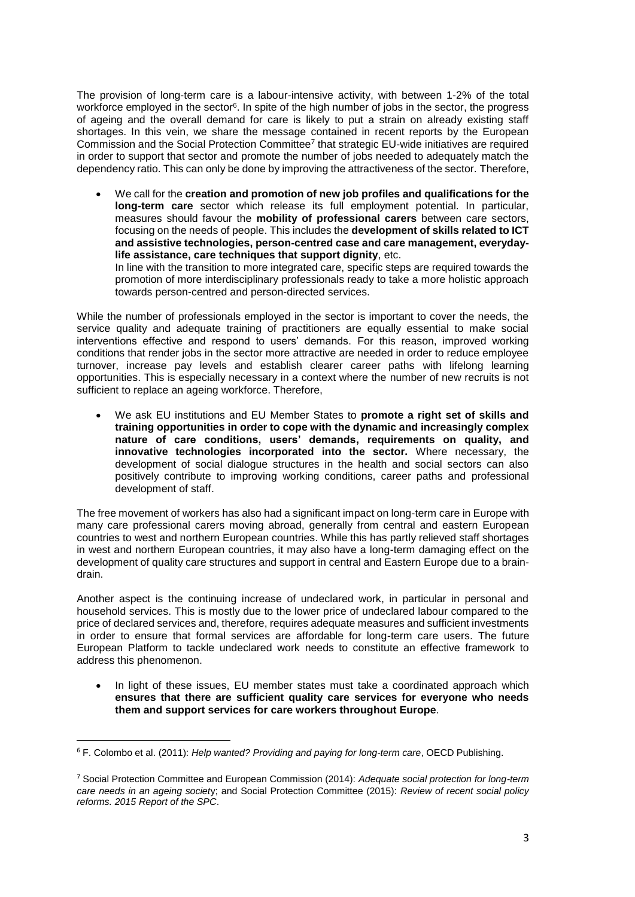The provision of long-term care is a labour-intensive activity, with between 1-2% of the total workforce employed in the sector[6]. In spite of the high number of jobs in the sector, the progress of ageing and the overall demand for care is likely to put a strain on already existing staff shortages. In this vein, we share the message contained in recent reports by the European Commission and the Social Protection Committee[7] that strategic EU-wide initiatives are required in order to support that sector and promote the number of jobs needed to adequately match the dependency ratio. This can only be done by improving the attractiveness of the sector. Therefore,

- We call for the **creation and promotion of new job profiles and qualifications for the long-term care** sector which release its full employment potential. In particular, measures should favour the **mobility of professional carers** between care sectors, focusing on the needs of people. This includes the **development of skills related to ICT and assistive technologies, person-centred case and care management, everyday-life assistance, care techniques that support dignity**, etc.
  In line with the transition to more integrated care, specific steps are required towards the promotion of more interdisciplinary professionals ready to take a more holistic approach towards person-centred and person-directed services.

While the number of professionals employed in the sector is important to cover the needs, the service quality and adequate training of practitioners are equally essential to make social interventions effective and respond to users' demands. For this reason, improved working conditions that render jobs in the sector more attractive are needed in order to reduce employee turnover, increase pay levels and establish clearer career paths with lifelong learning opportunities. This is especially necessary in a context where the number of new recruits is not sufficient to replace an ageing workforce. Therefore,

- We ask EU institutions and EU Member States to **promote a right set of skills and training opportunities in order to cope with the dynamic and increasingly complex nature of care conditions, users' demands, requirements on quality, and innovative technologies incorporated into the sector.** Where necessary, the development of social dialogue structures in the health and social sectors can also positively contribute to improving working conditions, career paths and professional development of staff.

The free movement of workers has also had a significant impact on long-term care in Europe with many care professional carers moving abroad, generally from central and eastern European countries to west and northern European countries. While this has partly relieved staff shortages in west and northern European countries, it may also have a long-term damaging effect on the development of quality care structures and support in central and Eastern Europe due to a brain-drain.

Another aspect is the continuing increase of undeclared work, in particular in personal and household services. This is mostly due to the lower price of undeclared labour compared to the price of declared services and, therefore, requires adequate measures and sufficient investments in order to ensure that formal services are affordable for long-term care users. The future European Platform to tackle undeclared work needs to constitute an effective framework to address this phenomenon.

- In light of these issues, EU member states must take a coordinated approach which **ensures that there are sufficient quality care services for everyone who needs them and support services for care workers throughout Europe**.

---

[6] F. Colombo et al. (2011): *Help wanted? Providing and paying for long-term care*, OECD Publishing.

[7] Social Protection Committee and European Commission (2014): *Adequate social protection for long-term care needs in an ageing society*; and Social Protection Committee (2015): *Review of recent social policy reforms. 2015 Report of the SPC*.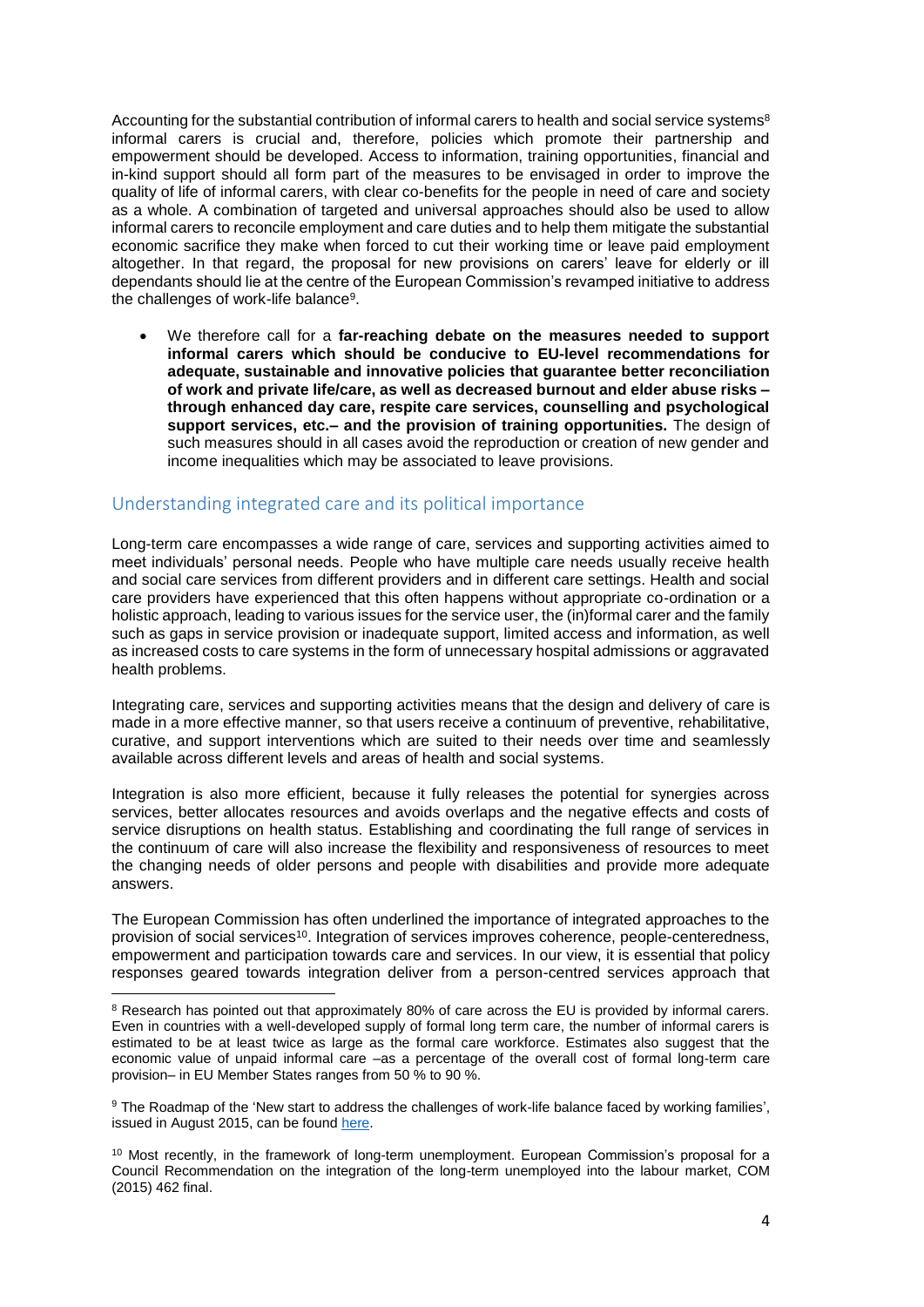Accounting for the substantial contribution of informal carers to health and social service systems[8] informal carers is crucial and, therefore, policies which promote their partnership and empowerment should be developed. Access to information, training opportunities, financial and in-kind support should all form part of the measures to be envisaged in order to improve the quality of life of informal carers, with clear co-benefits for the people in need of care and society as a whole. A combination of targeted and universal approaches should also be used to allow informal carers to reconcile employment and care duties and to help them mitigate the substantial economic sacrifice they make when forced to cut their working time or leave paid employment altogether. In that regard, the proposal for new provisions on carers' leave for elderly or ill dependants should lie at the centre of the European Commission's revamped initiative to address the challenges of work-life balance[9].

- We therefore call for a **far-reaching debate on the measures needed to support informal carers which should be conducive to EU-level recommendations for adequate, sustainable and innovative policies that guarantee better reconciliation of work and private life/care, as well as decreased burnout and elder abuse risks – through enhanced day care, respite care services, counselling and psychological support services, etc.– and the provision of training opportunities.** The design of such measures should in all cases avoid the reproduction or creation of new gender and income inequalities which may be associated to leave provisions.

## Understanding integrated care and its political importance

Long-term care encompasses a wide range of care, services and supporting activities aimed to meet individuals' personal needs. People who have multiple care needs usually receive health and social care services from different providers and in different care settings. Health and social care providers have experienced that this often happens without appropriate co-ordination or a holistic approach, leading to various issues for the service user, the (in)formal carer and the family such as gaps in service provision or inadequate support, limited access and information, as well as increased costs to care systems in the form of unnecessary hospital admissions or aggravated health problems.

Integrating care, services and supporting activities means that the design and delivery of care is made in a more effective manner, so that users receive a continuum of preventive, rehabilitative, curative, and support interventions which are suited to their needs over time and seamlessly available across different levels and areas of health and social systems.

Integration is also more efficient, because it fully releases the potential for synergies across services, better allocates resources and avoids overlaps and the negative effects and costs of service disruptions on health status. Establishing and coordinating the full range of services in the continuum of care will also increase the flexibility and responsiveness of resources to meet the changing needs of older persons and people with disabilities and provide more adequate answers.

The European Commission has often underlined the importance of integrated approaches to the provision of social services[10]. Integration of services improves coherence, people-centeredness, empowerment and participation towards care and services. In our view, it is essential that policy responses geared towards integration deliver from a person-centred services approach that

---

[8] Research has pointed out that approximately 80% of care across the EU is provided by informal carers. Even in countries with a well-developed supply of formal long term care, the number of informal carers is estimated to be at least twice as large as the formal care workforce. Estimates also suggest that the economic value of unpaid informal care –as a percentage of the overall cost of formal long-term care provision– in EU Member States ranges from 50 % to 90 %.

[9] The Roadmap of the 'New start to address the challenges of work-life balance faced by working families', issued in August 2015, can be found here.

[10] Most recently, in the framework of long-term unemployment. European Commission's proposal for a Council Recommendation on the integration of the long-term unemployed into the labour market, COM (2015) 462 final.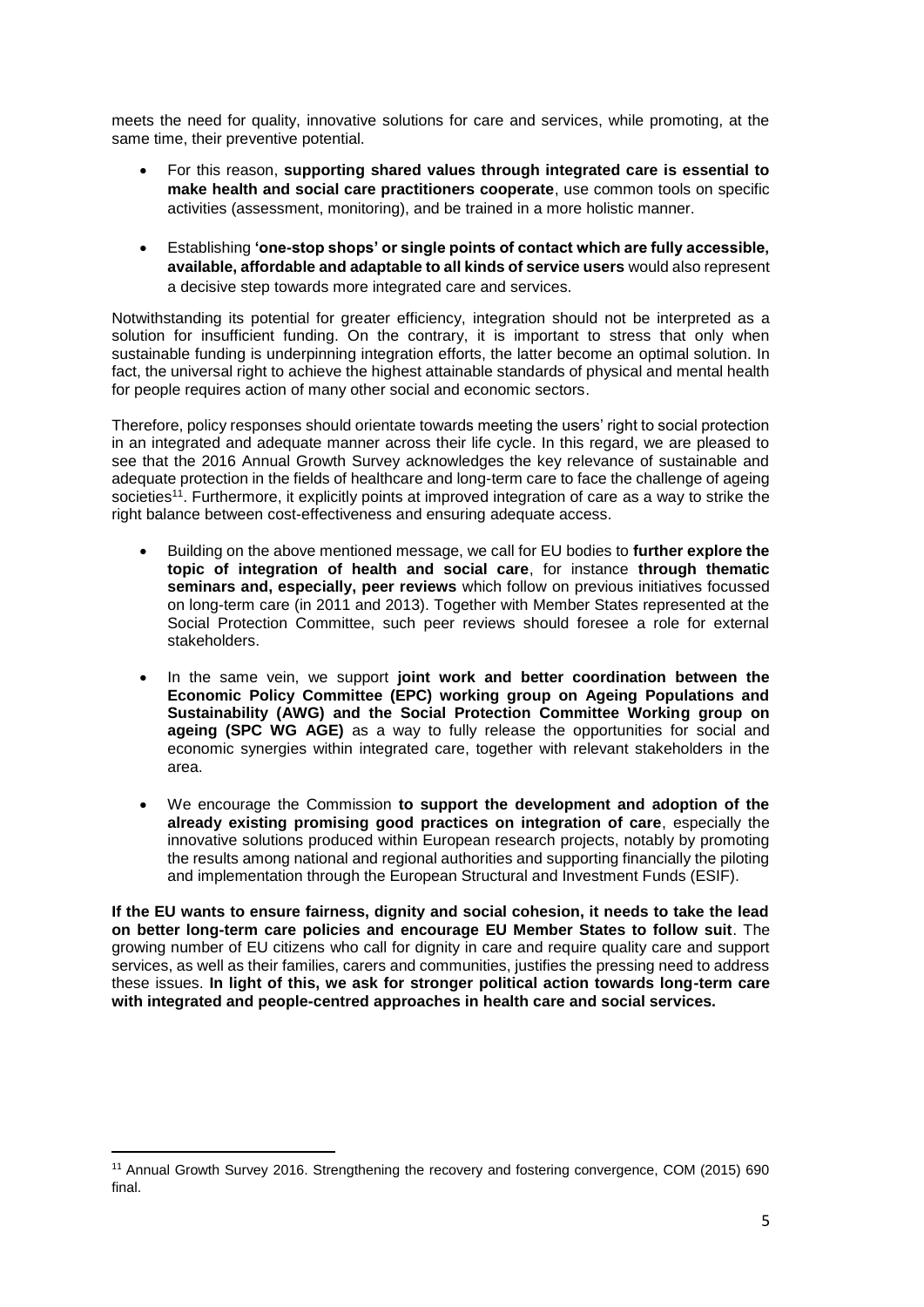meets the need for quality, innovative solutions for care and services, while promoting, at the same time, their preventive potential.

- For this reason, **supporting shared values through integrated care is essential to make health and social care practitioners cooperate**, use common tools on specific activities (assessment, monitoring), and be trained in a more holistic manner.

- Establishing **'one-stop shops' or single points of contact which are fully accessible, available, affordable and adaptable to all kinds of service users** would also represent a decisive step towards more integrated care and services.

Notwithstanding its potential for greater efficiency, integration should not be interpreted as a solution for insufficient funding. On the contrary, it is important to stress that only when sustainable funding is underpinning integration efforts, the latter become an optimal solution. In fact, the universal right to achieve the highest attainable standards of physical and mental health for people requires action of many other social and economic sectors.

Therefore, policy responses should orientate towards meeting the users' right to social protection in an integrated and adequate manner across their life cycle. In this regard, we are pleased to see that the 2016 Annual Growth Survey acknowledges the key relevance of sustainable and adequate protection in the fields of healthcare and long-term care to face the challenge of ageing societies[11]. Furthermore, it explicitly points at improved integration of care as a way to strike the right balance between cost-effectiveness and ensuring adequate access.

- Building on the above mentioned message, we call for EU bodies to **further explore the topic of integration of health and social care**, for instance **through thematic seminars and, especially, peer reviews** which follow on previous initiatives focussed on long-term care (in 2011 and 2013). Together with Member States represented at the Social Protection Committee, such peer reviews should foresee a role for external stakeholders.

- In the same vein, we support **joint work and better coordination between the Economic Policy Committee (EPC) working group on Ageing Populations and Sustainability (AWG) and the Social Protection Committee Working group on ageing (SPC WG AGE)** as a way to fully release the opportunities for social and economic synergies within integrated care, together with relevant stakeholders in the area.

- We encourage the Commission **to support the development and adoption of the already existing promising good practices on integration of care**, especially the innovative solutions produced within European research projects, notably by promoting the results among national and regional authorities and supporting financially the piloting and implementation through the European Structural and Investment Funds (ESIF).

**If the EU wants to ensure fairness, dignity and social cohesion, it needs to take the lead on better long-term care policies and encourage EU Member States to follow suit**. The growing number of EU citizens who call for dignity in care and require quality care and support services, as well as their families, carers and communities, justifies the pressing need to address these issues. **In light of this, we ask for stronger political action towards long-term care with integrated and people-centred approaches in health care and social services.**

[11] Annual Growth Survey 2016. Strengthening the recovery and fostering convergence, COM (2015) 690 final.